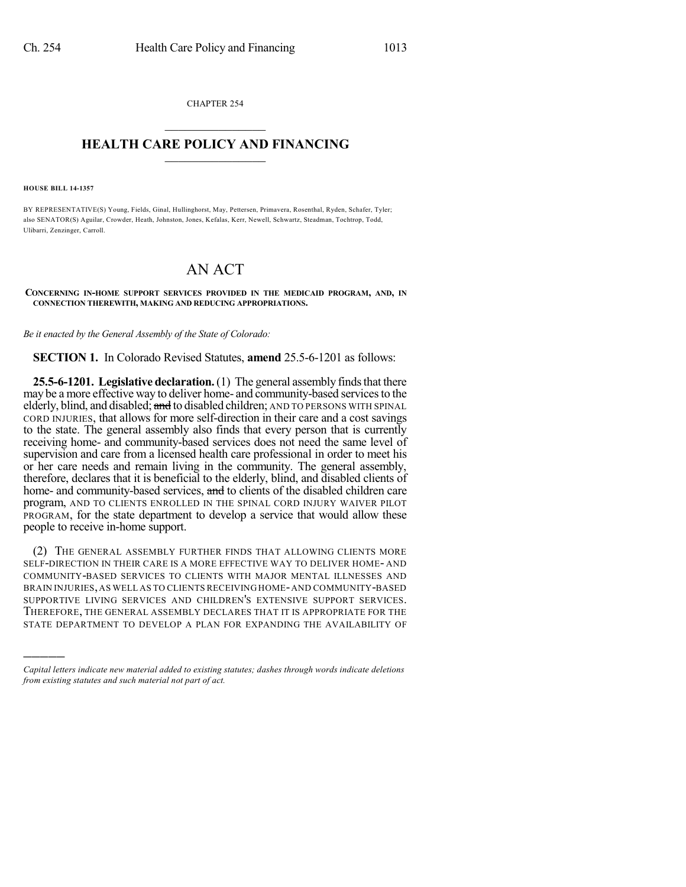CHAPTER 254

# HEALTH CARE POLICY AND FINANCING

**HOUSE BILL 14-1357**

BY REPRESENTATIVE(S) Young, Fields, Ginal, Hullinghorst, May, Pettersen, Primavera, Rosenthal, Ryden, Schafer, Tyler; also SENATOR(S) Aguilar, Crowder, Heath, Johnston, Jones, Kefalas, Kerr, Newell, Schwartz, Steadman, Tochtrop, Todd, Ulibarri, Zenzinger, Carroll.

# AN ACT

**CONCERNING IN-HOME SUPPORT SERVICES PROVIDED IN THE MEDICAID PROGRAM, AND, IN CONNECTION THEREWITH, MAKING AND REDUCING APPROPRIATIONS.**

*Be it enacted by the General Assembly of the State of Colorado:*

**SECTION 1.** In Colorado Revised Statutes, **amend** 25.5-6-1201 as follows:

**25.5-6-1201. Legislative declaration.** (1) The general assembly finds that there may be a more effective way to deliver home- and community-based services to the elderly, blind, and disabled; ~~and~~ to disabled children; AND TO PERSONS WITH SPINAL CORD INJURIES, that allows for more self-direction in their care and a cost savings to the state. The general assembly also finds that every person that is currently receiving home- and community-based services does not need the same level of supervision and care from a licensed health care professional in order to meet his or her care needs and remain living in the community. The general assembly, therefore, declares that it is beneficial to the elderly, blind, and disabled clients of home- and community-based services, ~~and~~ to clients of the disabled children care program, AND TO CLIENTS ENROLLED IN THE SPINAL CORD INJURY WAIVER PILOT PROGRAM, for the state department to develop a service that would allow these people to receive in-home support.

(2) THE GENERAL ASSEMBLY FURTHER FINDS THAT ALLOWING CLIENTS MORE SELF-DIRECTION IN THEIR CARE IS A MORE EFFECTIVE WAY TO DELIVER HOME- AND COMMUNITY-BASED SERVICES TO CLIENTS WITH MAJOR MENTAL ILLNESSES AND BRAIN INJURIES, AS WELL AS TO CLIENTS RECEIVING HOME- AND COMMUNITY-BASED SUPPORTIVE LIVING SERVICES AND CHILDREN'S EXTENSIVE SUPPORT SERVICES. THEREFORE, THE GENERAL ASSEMBLY DECLARES THAT IT IS APPROPRIATE FOR THE STATE DEPARTMENT TO DEVELOP A PLAN FOR EXPANDING THE AVAILABILITY OF

---

*Capital letters indicate new material added to existing statutes; dashes through words indicate deletions from existing statutes and such material not part of act.*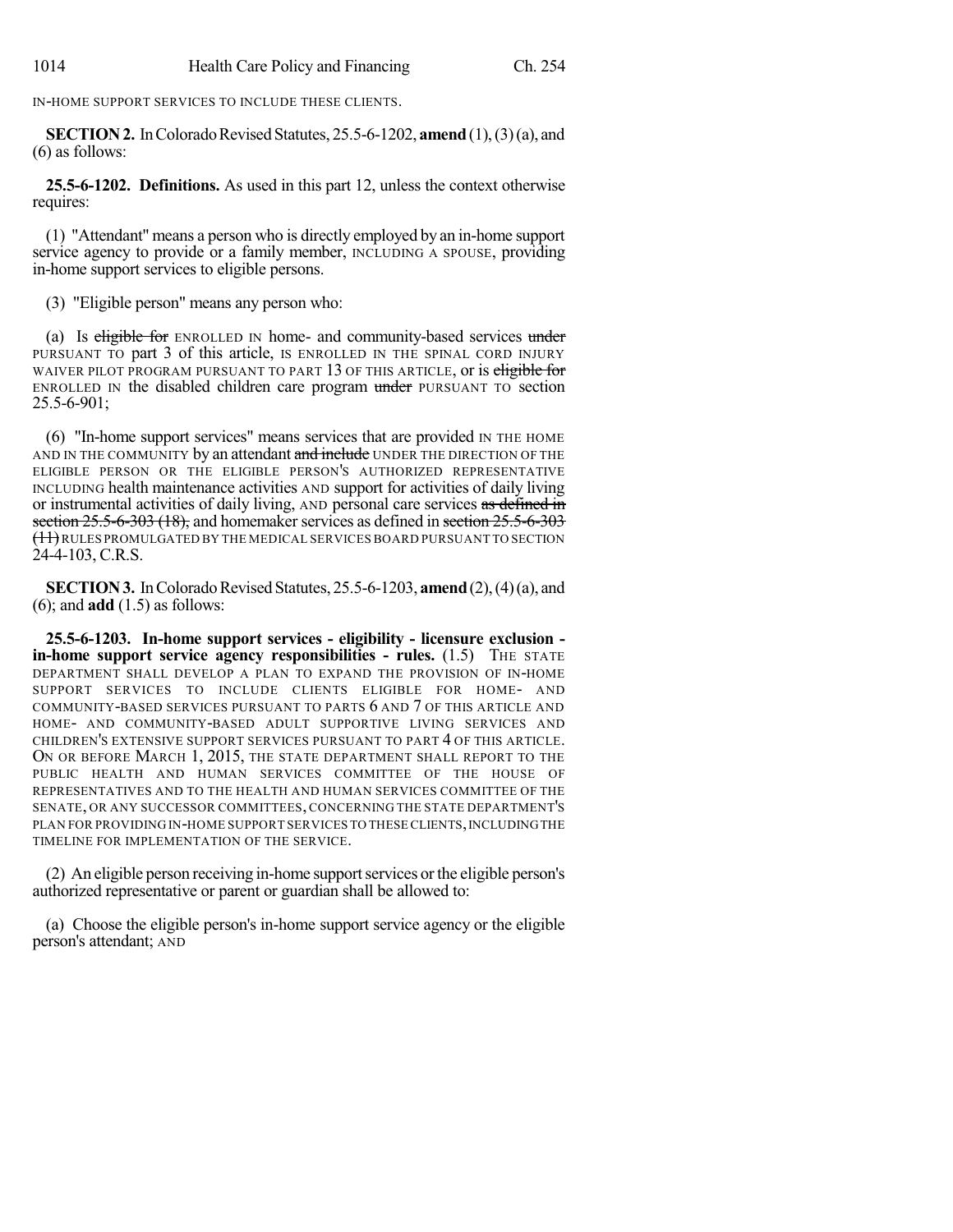IN-HOME SUPPORT SERVICES TO INCLUDE THESE CLIENTS.

**SECTION 2.** In Colorado Revised Statutes, 25.5-6-1202, **amend** (1), (3) (a), and (6) as follows:

**25.5-6-1202. Definitions.** As used in this part 12, unless the context otherwise requires:

(1) "Attendant" means a person who is directly employed by an in-home support service agency to provide or a family member, INCLUDING A SPOUSE, providing in-home support services to eligible persons.

(3) "Eligible person" means any person who:

(a) Is ~~eligible for~~ ENROLLED IN home- and community-based services ~~under~~ PURSUANT TO part 3 of this article, IS ENROLLED IN THE SPINAL CORD INJURY WAIVER PILOT PROGRAM PURSUANT TO PART 13 OF THIS ARTICLE, or is ~~eligible for~~ ENROLLED IN the disabled children care program ~~under~~ PURSUANT TO section 25.5-6-901;

(6) "In-home support services" means services that are provided IN THE HOME AND IN THE COMMUNITY by an attendant ~~and include~~ UNDER THE DIRECTION OF THE ELIGIBLE PERSON OR THE ELIGIBLE PERSON'S AUTHORIZED REPRESENTATIVE INCLUDING health maintenance activities AND support for activities of daily living or instrumental activities of daily living, AND personal care services ~~as defined in section 25.5-6-303 (18),~~ and homemaker services as defined in ~~section 25.5-6-303 (11)~~ RULES PROMULGATED BY THE MEDICAL SERVICES BOARD PURSUANT TO SECTION 24-4-103, C.R.S.

**SECTION 3.** In Colorado Revised Statutes, 25.5-6-1203, **amend** (2), (4) (a), and (6); and **add** (1.5) as follows:

**25.5-6-1203. In-home support services - eligibility - licensure exclusion - in-home support service agency responsibilities - rules.** (1.5) THE STATE DEPARTMENT SHALL DEVELOP A PLAN TO EXPAND THE PROVISION OF IN-HOME SUPPORT SERVICES TO INCLUDE CLIENTS ELIGIBLE FOR HOME- AND COMMUNITY-BASED SERVICES PURSUANT TO PARTS 6 AND 7 OF THIS ARTICLE AND HOME- AND COMMUNITY-BASED ADULT SUPPORTIVE LIVING SERVICES AND CHILDREN'S EXTENSIVE SUPPORT SERVICES PURSUANT TO PART 4 OF THIS ARTICLE. ON OR BEFORE MARCH 1, 2015, THE STATE DEPARTMENT SHALL REPORT TO THE PUBLIC HEALTH AND HUMAN SERVICES COMMITTEE OF THE HOUSE OF REPRESENTATIVES AND TO THE HEALTH AND HUMAN SERVICES COMMITTEE OF THE SENATE, OR ANY SUCCESSOR COMMITTEES, CONCERNING THE STATE DEPARTMENT'S PLAN FOR PROVIDING IN-HOME SUPPORT SERVICES TO THESE CLIENTS, INCLUDING THE TIMELINE FOR IMPLEMENTATION OF THE SERVICE.

(2) An eligible person receiving in-home support services or the eligible person's authorized representative or parent or guardian shall be allowed to:

(a) Choose the eligible person's in-home support service agency or the eligible person's attendant; AND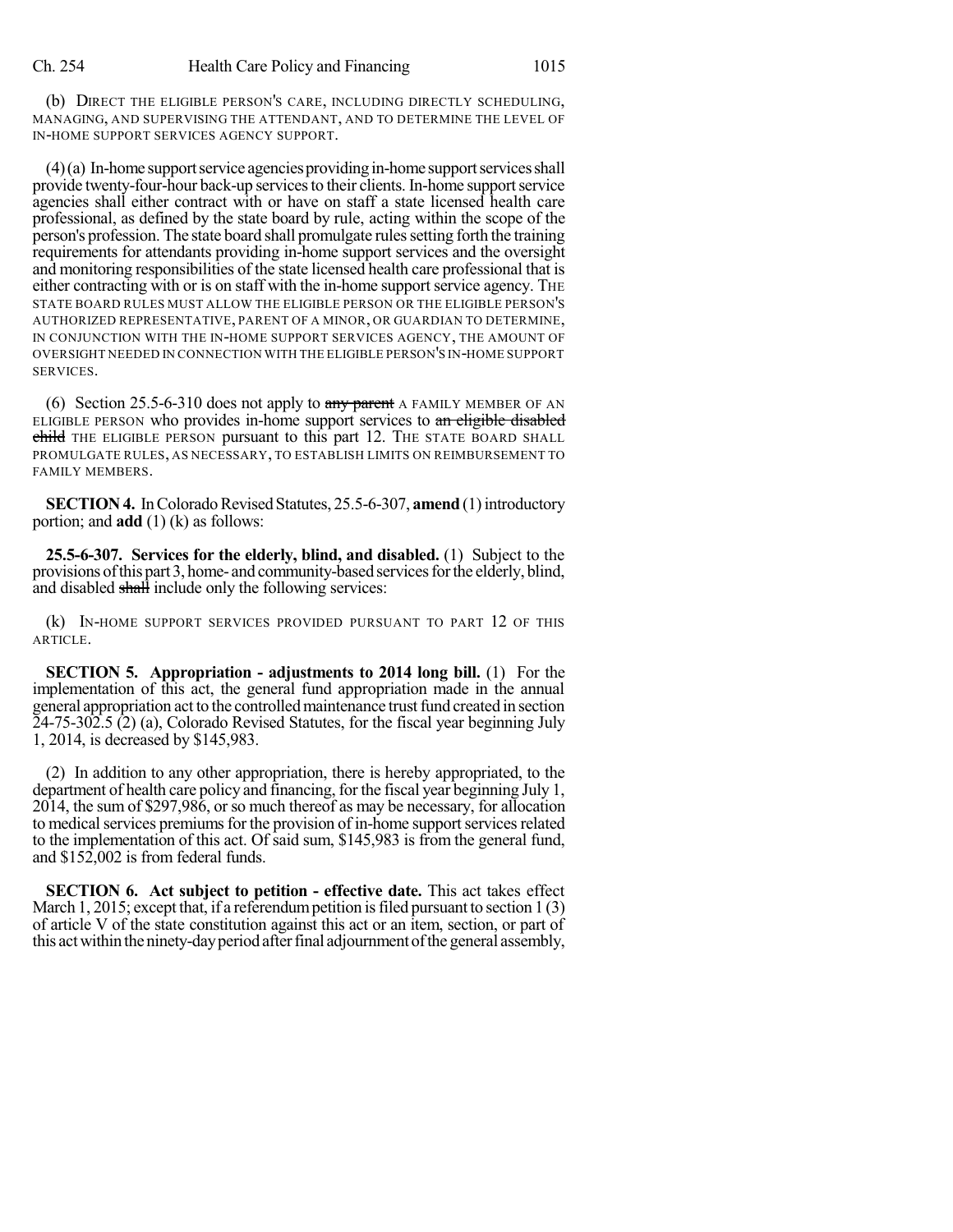(b) DIRECT THE ELIGIBLE PERSON'S CARE, INCLUDING DIRECTLY SCHEDULING, MANAGING, AND SUPERVISING THE ATTENDANT, AND TO DETERMINE THE LEVEL OF IN-HOME SUPPORT SERVICES AGENCY SUPPORT.

(4) (a) In-home support service agencies providing in-home support services shall provide twenty-four-hour back-up services to their clients. In-home support service agencies shall either contract with or have on staff a state licensed health care professional, as defined by the state board by rule, acting within the scope of the person's profession. The state board shall promulgate rules setting forth the training requirements for attendants providing in-home support services and the oversight and monitoring responsibilities of the state licensed health care professional that is either contracting with or is on staff with the in-home support service agency. THE STATE BOARD RULES MUST ALLOW THE ELIGIBLE PERSON OR THE ELIGIBLE PERSON'S AUTHORIZED REPRESENTATIVE, PARENT OF A MINOR, OR GUARDIAN TO DETERMINE, IN CONJUNCTION WITH THE IN-HOME SUPPORT SERVICES AGENCY, THE AMOUNT OF OVERSIGHT NEEDED IN CONNECTION WITH THE ELIGIBLE PERSON'S IN-HOME SUPPORT SERVICES.

(6) Section 25.5-6-310 does not apply to ~~any parent~~ A FAMILY MEMBER OF AN ELIGIBLE PERSON who provides in-home support services to ~~an eligible disabled child~~ THE ELIGIBLE PERSON pursuant to this part 12. THE STATE BOARD SHALL PROMULGATE RULES, AS NECESSARY, TO ESTABLISH LIMITS ON REIMBURSEMENT TO FAMILY MEMBERS.

**SECTION 4.** In Colorado Revised Statutes, 25.5-6-307, **amend** (1) introductory portion; and **add** (1) (k) as follows:

**25.5-6-307. Services for the elderly, blind, and disabled.** (1) Subject to the provisions of this part 3, home- and community-based services for the elderly, blind, and disabled ~~shall~~ include only the following services:

(k) IN-HOME SUPPORT SERVICES PROVIDED PURSUANT TO PART 12 OF THIS ARTICLE.

**SECTION 5. Appropriation - adjustments to 2014 long bill.** (1) For the implementation of this act, the general fund appropriation made in the annual general appropriation act to the controlled maintenance trust fund created in section 24-75-302.5 (2) (a), Colorado Revised Statutes, for the fiscal year beginning July 1, 2014, is decreased by $145,983.

(2) In addition to any other appropriation, there is hereby appropriated, to the department of health care policy and financing, for the fiscal year beginning July 1, 2014, the sum of $297,986, or so much thereof as may be necessary, for allocation to medical services premiums for the provision of in-home support services related to the implementation of this act. Of said sum, $145,983 is from the general fund, and $152,002 is from federal funds.

**SECTION 6. Act subject to petition - effective date.** This act takes effect March 1, 2015; except that, if a referendum petition is filed pursuant to section 1 (3) of article V of the state constitution against this act or an item, section, or part of this act within the ninety-day period after final adjournment of the general assembly,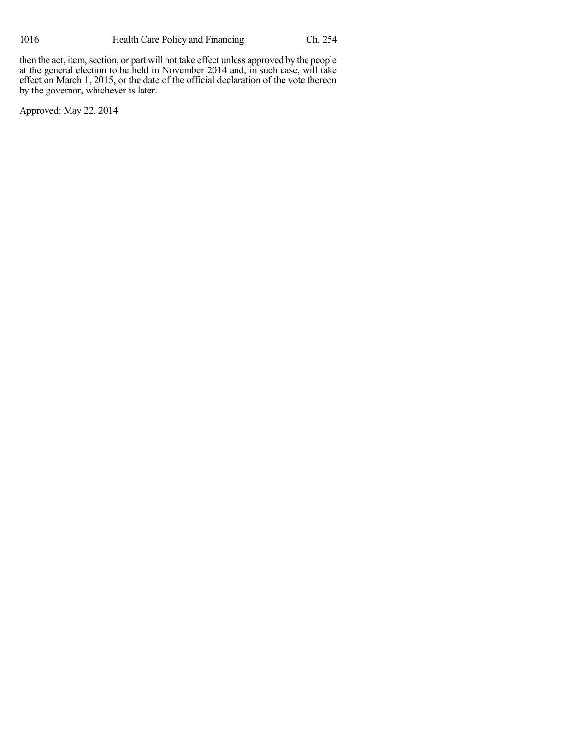then the act, item, section, or part will not take effect unless approved by the people at the general election to be held in November 2014 and, in such case, will take effect on March 1, 2015, or the date of the official declaration of the vote thereon by the governor, whichever is later.

Approved: May 22, 2014